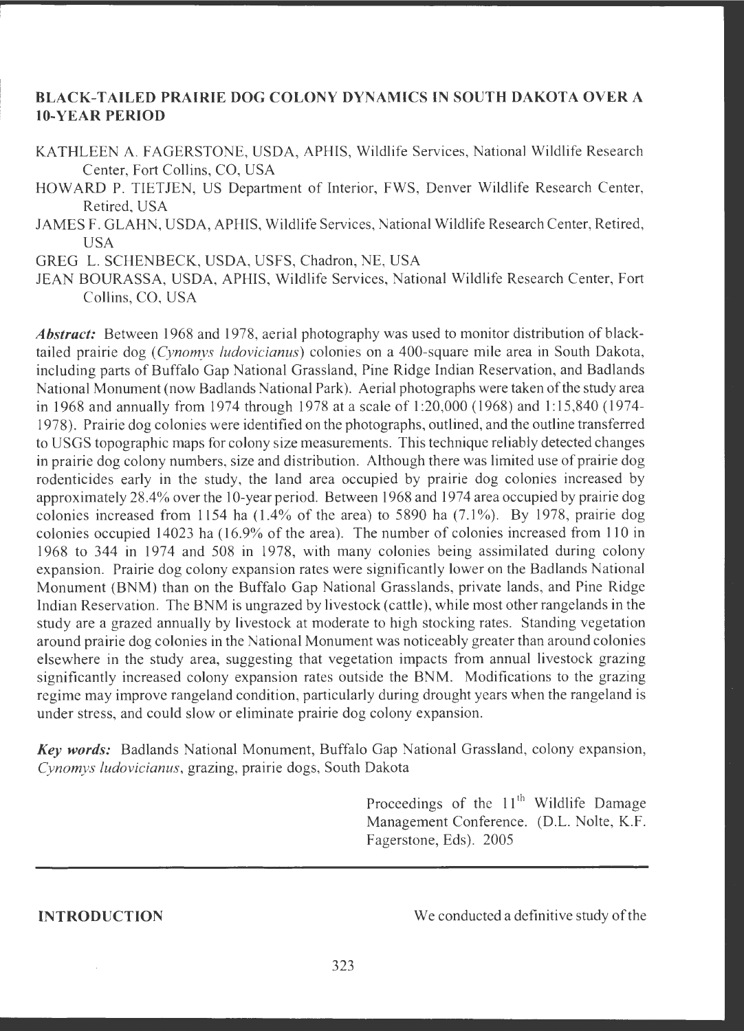# BLACK-TAILED PRAIRIE DOG COLONY DYNAMICS IN SOUTH DAKOTA OVER A 10-YEAR PERIOD

KATHLEEN A. FAGERSTONE, USDA, APHIS, Wildlife Services, National Wildlife Research Center, Fort Collins, CO, USA

HOWARD P. TIETJEN, US Department of Interior, FWS, Denver Wildlife Research Center, Retired, USA

JAMES F. GLAHN, USDA, APHIS, Wildlife Services, National Wildlife Research Center, Retired, USA

GREG L. SCHENBECK, USDA, USFS, Chadron, NE, USA

JEAN BOURASSA, USDA, APHIS, Wildlife Services, National Wildlife Research Center, Fort Collins, CO, USA

***Abstract:*** Between 1968 and 1978, aerial photography was used to monitor distribution of black-tailed prairie dog (*Cynomys ludovicianus*) colonies on a 400-square mile area in South Dakota, including parts of Buffalo Gap National Grassland, Pine Ridge Indian Reservation, and Badlands National Monument (now Badlands National Park). Aerial photographs were taken of the study area in 1968 and annually from 1974 through 1978 at a scale of 1:20,000 (1968) and 1:15,840 (1974-1978). Prairie dog colonies were identified on the photographs, outlined, and the outline transferred to USGS topographic maps for colony size measurements. This technique reliably detected changes in prairie dog colony numbers, size and distribution. Although there was limited use of prairie dog rodenticides early in the study, the land area occupied by prairie dog colonies increased by approximately 28.4% over the 10-year period. Between 1968 and 1974 area occupied by prairie dog colonies increased from 1154 ha (1.4% of the area) to 5890 ha (7.1%). By 1978, prairie dog colonies occupied 14023 ha (16.9% of the area). The number of colonies increased from 110 in 1968 to 344 in 1974 and 508 in 1978, with many colonies being assimilated during colony expansion. Prairie dog colony expansion rates were significantly lower on the Badlands National Monument (BNM) than on the Buffalo Gap National Grasslands, private lands, and Pine Ridge Indian Reservation. The BNM is ungrazed by livestock (cattle), while most other rangelands in the study are a grazed annually by livestock at moderate to high stocking rates. Standing vegetation around prairie dog colonies in the National Monument was noticeably greater than around colonies elsewhere in the study area, suggesting that vegetation impacts from annual livestock grazing significantly increased colony expansion rates outside the BNM. Modifications to the grazing regime may improve rangeland condition, particularly during drought years when the rangeland is under stress, and could slow or eliminate prairie dog colony expansion.

***Key words:*** Badlands National Monument, Buffalo Gap National Grassland, colony expansion, *Cynomys ludovicianus*, grazing, prairie dogs, South Dakota

Proceedings of the 11th Wildlife Damage Management Conference. (D.L. Nolte, K.F. Fagerstone, Eds). 2005

## INTRODUCTION

We conducted a definitive study of the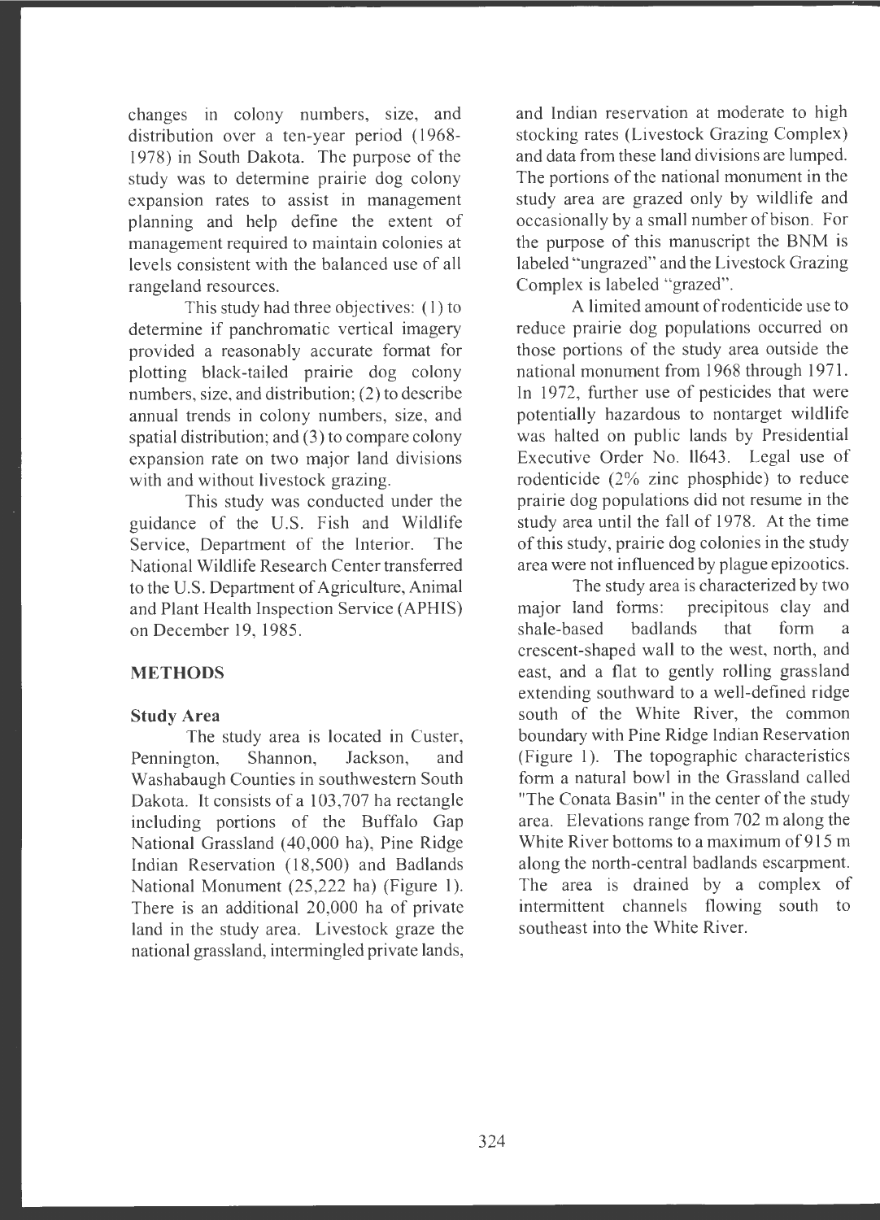changes in colony numbers, size, and distribution over a ten-year period (1968-1978) in South Dakota. The purpose of the study was to determine prairie dog colony expansion rates to assist in management planning and help define the extent of management required to maintain colonies at levels consistent with the balanced use of all rangeland resources.

This study had three objectives: (1) to determine if panchromatic vertical imagery provided a reasonably accurate format for plotting black-tailed prairie dog colony numbers, size, and distribution; (2) to describe annual trends in colony numbers, size, and spatial distribution; and (3) to compare colony expansion rate on two major land divisions with and without livestock grazing.

This study was conducted under the guidance of the U.S. Fish and Wildlife Service, Department of the Interior. The National Wildlife Research Center transferred to the U.S. Department of Agriculture, Animal and Plant Health Inspection Service (APHIS) on December 19, 1985.

## METHODS

### Study Area

The study area is located in Custer, Pennington, Shannon, Jackson, and Washabaugh Counties in southwestern South Dakota. It consists of a 103,707 ha rectangle including portions of the Buffalo Gap National Grassland (40,000 ha), Pine Ridge Indian Reservation (18,500) and Badlands National Monument (25,222 ha) (Figure 1). There is an additional 20,000 ha of private land in the study area. Livestock graze the national grassland, intermingled private lands, and Indian reservation at moderate to high stocking rates (Livestock Grazing Complex) and data from these land divisions are lumped. The portions of the national monument in the study area are grazed only by wildlife and occasionally by a small number of bison. For the purpose of this manuscript the BNM is labeled "ungrazed" and the Livestock Grazing Complex is labeled "grazed".

A limited amount of rodenticide use to reduce prairie dog populations occurred on those portions of the study area outside the national monument from 1968 through 1971. In 1972, further use of pesticides that were potentially hazardous to nontarget wildlife was halted on public lands by Presidential Executive Order No. 11643. Legal use of rodenticide (2% zinc phosphide) to reduce prairie dog populations did not resume in the study area until the fall of 1978. At the time of this study, prairie dog colonies in the study area were not influenced by plague epizootics.

The study area is characterized by two major land forms: precipitous clay and shale-based badlands that form a crescent-shaped wall to the west, north, and east, and a flat to gently rolling grassland extending southward to a well-defined ridge south of the White River, the common boundary with Pine Ridge Indian Reservation (Figure 1). The topographic characteristics form a natural bowl in the Grassland called "The Conata Basin" in the center of the study area. Elevations range from 702 m along the White River bottoms to a maximum of 915 m along the north-central badlands escarpment. The area is drained by a complex of intermittent channels flowing south to southeast into the White River.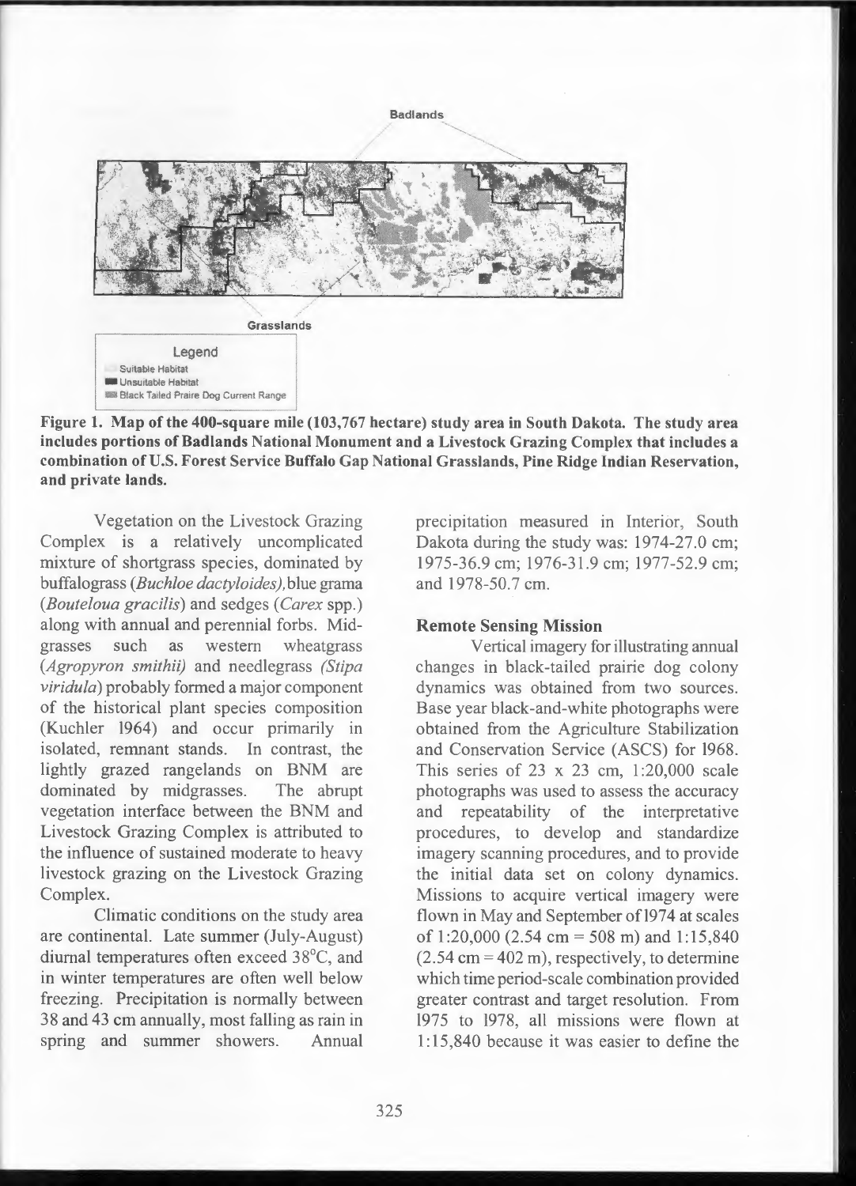Badlands

Grasslands

Legend

Suitable Habitat

Unsuitable Habitat

Black Tailed Praire Dog Current Range

**Figure 1. Map of the 400-square mile (103,767 hectare) study area in South Dakota. The study area includes portions of Badlands National Monument and a Livestock Grazing Complex that includes a combination of U.S. Forest Service Buffalo Gap National Grasslands, Pine Ridge Indian Reservation, and private lands.**

Vegetation on the Livestock Grazing Complex is a relatively uncomplicated mixture of shortgrass species, dominated by buffalograss (*Buchloe dactyloides*), blue grama (*Bouteloua gracilis*) and sedges (*Carex* spp.) along with annual and perennial forbs. Midgrasses such as western wheatgrass (*Agropyron smithii*) and needlegrass (*Stipa viridula*) probably formed a major component of the historical plant species composition (Kuchler 1964) and occur primarily in isolated, remnant stands. In contrast, the lightly grazed rangelands on BNM are dominated by midgrasses. The abrupt vegetation interface between the BNM and Livestock Grazing Complex is attributed to the influence of sustained moderate to heavy livestock grazing on the Livestock Grazing Complex.

Climatic conditions on the study area are continental. Late summer (July-August) diurnal temperatures often exceed 38°C, and in winter temperatures are often well below freezing. Precipitation is normally between 38 and 43 cm annually, most falling as rain in spring and summer showers. Annual precipitation measured in Interior, South Dakota during the study was: 1974-27.0 cm; 1975-36.9 cm; 1976-31.9 cm; 1977-52.9 cm; and 1978-50.7 cm.

### Remote Sensing Mission

Vertical imagery for illustrating annual changes in black-tailed prairie dog colony dynamics was obtained from two sources. Base year black-and-white photographs were obtained from the Agriculture Stabilization and Conservation Service (ASCS) for 1968. This series of 23 x 23 cm, 1:20,000 scale photographs was used to assess the accuracy and repeatability of the interpretative procedures, to develop and standardize imagery scanning procedures, and to provide the initial data set on colony dynamics. Missions to acquire vertical imagery were flown in May and September of 1974 at scales of 1:20,000 (2.54 cm = 508 m) and 1:15,840 (2.54 cm = 402 m), respectively, to determine which time period-scale combination provided greater contrast and target resolution. From 1975 to 1978, all missions were flown at 1:15,840 because it was easier to define the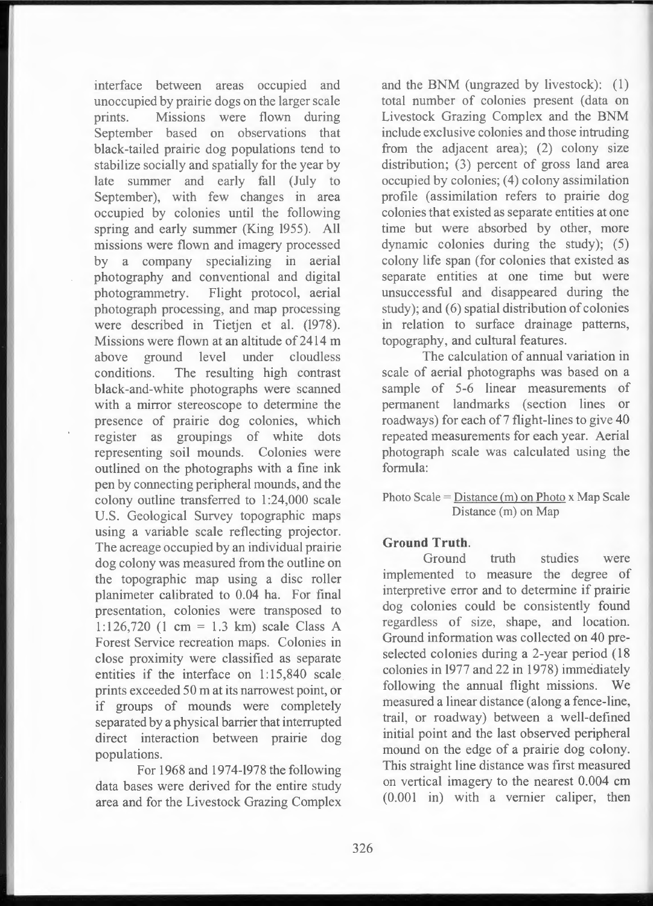interface between areas occupied and unoccupied by prairie dogs on the larger scale prints. Missions were flown during September based on observations that black-tailed prairie dog populations tend to stabilize socially and spatially for the year by late summer and early fall (July to September), with few changes in area occupied by colonies until the following spring and early summer (King 1955). All missions were flown and imagery processed by a company specializing in aerial photography and conventional and digital photogrammetry. Flight protocol, aerial photograph processing, and map processing were described in Tietjen et al. (1978). Missions were flown at an altitude of 2414 m above ground level under cloudless conditions. The resulting high contrast black-and-white photographs were scanned with a mirror stereoscope to determine the presence of prairie dog colonies, which register as groupings of white dots representing soil mounds. Colonies were outlined on the photographs with a fine ink pen by connecting peripheral mounds, and the colony outline transferred to 1:24,000 scale U.S. Geological Survey topographic maps using a variable scale reflecting projector. The acreage occupied by an individual prairie dog colony was measured from the outline on the topographic map using a disc roller planimeter calibrated to 0.04 ha. For final presentation, colonies were transposed to 1:126,720 (1 cm = 1.3 km) scale Class A Forest Service recreation maps. Colonies in close proximity were classified as separate entities if the interface on 1:15,840 scale prints exceeded 50 m at its narrowest point, or if groups of mounds were completely separated by a physical barrier that interrupted direct interaction between prairie dog populations.

For 1968 and 1974-1978 the following data bases were derived for the entire study area and for the Livestock Grazing Complex and the BNM (ungrazed by livestock): (1) total number of colonies present (data on Livestock Grazing Complex and the BNM include exclusive colonies and those intruding from the adjacent area); (2) colony size distribution; (3) percent of gross land area occupied by colonies; (4) colony assimilation profile (assimilation refers to prairie dog colonies that existed as separate entities at one time but were absorbed by other, more dynamic colonies during the study); (5) colony life span (for colonies that existed as separate entities at one time but were unsuccessful and disappeared during the study); and (6) spatial distribution of colonies in relation to surface drainage patterns, topography, and cultural features.

The calculation of annual variation in scale of aerial photographs was based on a sample of 5-6 linear measurements of permanent landmarks (section lines or roadways) for each of 7 flight-lines to give 40 repeated measurements for each year. Aerial photograph scale was calculated using the formula:

$$\text{Photo Scale} = \frac{\text{Distance (m) on Photo}}{\text{Distance (m) on Map}} \times \text{Map Scale}$$

**Ground Truth**.

Ground truth studies were implemented to measure the degree of interpretive error and to determine if prairie dog colonies could be consistently found regardless of size, shape, and location. Ground information was collected on 40 pre-selected colonies during a 2-year period (18 colonies in 1977 and 22 in 1978) immediately following the annual flight missions. We measured a linear distance (along a fence-line, trail, or roadway) between a well-defined initial point and the last observed peripheral mound on the edge of a prairie dog colony. This straight line distance was first measured on vertical imagery to the nearest 0.004 cm (0.001 in) with a vernier caliper, then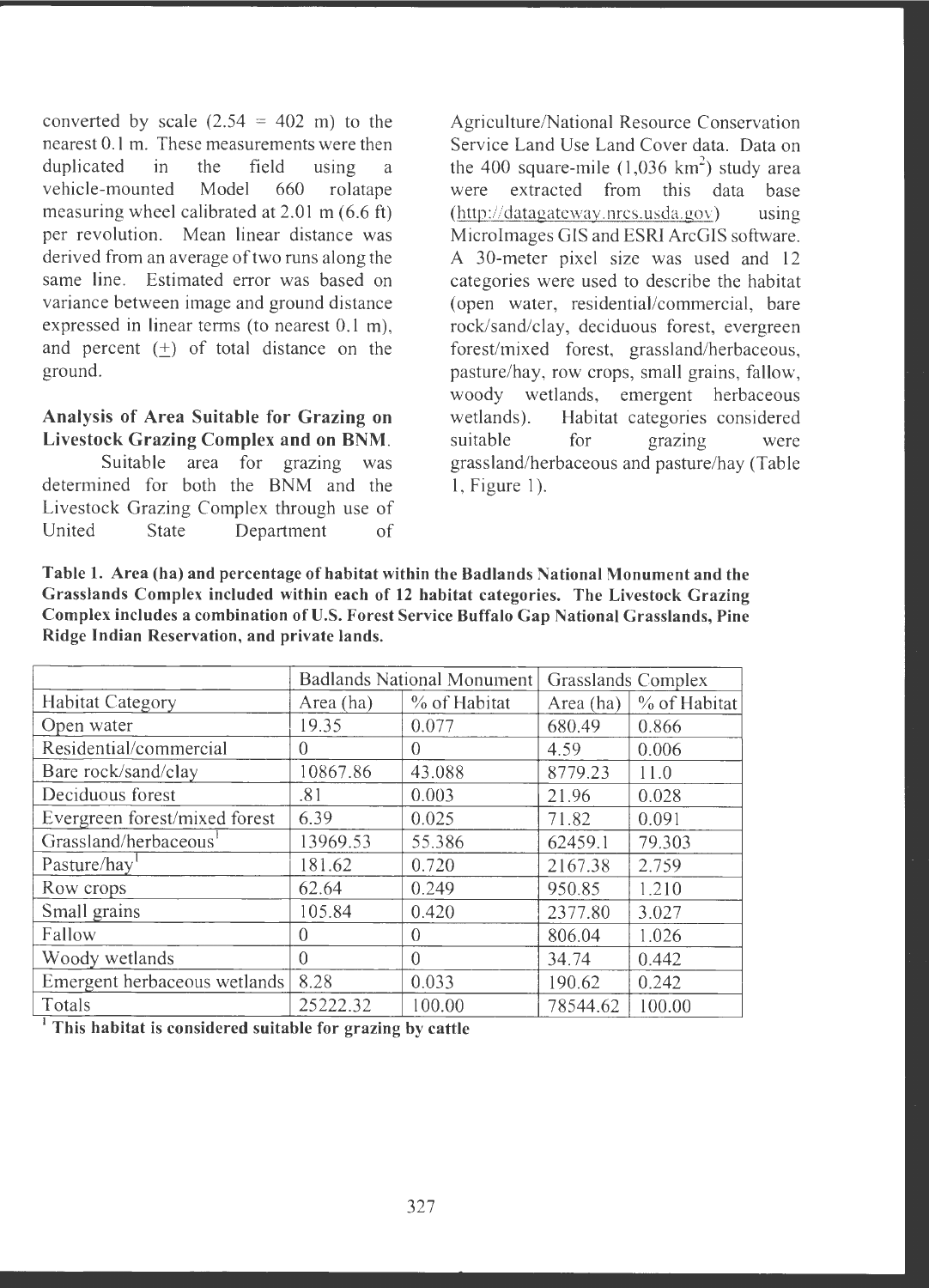converted by scale (2.54 = 402 m) to the nearest 0.1 m. These measurements were then duplicated in the field using a vehicle-mounted Model 660 rolatape measuring wheel calibrated at 2.01 m (6.6 ft) per revolution. Mean linear distance was derived from an average of two runs along the same line. Estimated error was based on variance between image and ground distance expressed in linear terms (to nearest 0.1 m), and percent (±) of total distance on the ground.

**Analysis of Area Suitable for Grazing on Livestock Grazing Complex and on BNM.** Suitable area for grazing was determined for both the BNM and the Livestock Grazing Complex through use of United State Department of Agriculture/National Resource Conservation Service Land Use Land Cover data. Data on the 400 square-mile (1,036 $km^2$) study area were extracted from this data base (http://datagateway.nrcs.usda.gov) using MicroImages GIS and ESRI ArcGIS software. A 30-meter pixel size was used and 12 categories were used to describe the habitat (open water, residential/commercial, bare rock/sand/clay, deciduous forest, evergreen forest/mixed forest, grassland/herbaceous, pasture/hay, row crops, small grains, fallow, woody wetlands, emergent herbaceous wetlands). Habitat categories considered suitable for grazing were grassland/herbaceous and pasture/hay (Table 1, Figure 1).

**Table 1. Area (ha) and percentage of habitat within the Badlands National Monument and the Grasslands Complex included within each of 12 habitat categories. The Livestock Grazing Complex includes a combination of U.S. Forest Service Buffalo Gap National Grasslands, Pine Ridge Indian Reservation, and private lands.**

| | Badlands National Monument | | Grasslands Complex | |
|---|---|---|---|---|
| Habitat Category | Area (ha) | % of Habitat | Area (ha) | % of Habitat |
| Open water | 19.35 | 0.077 | 680.49 | 0.866 |
| Residential/commercial | 0 | 0 | 4.59 | 0.006 |
| Bare rock/sand/clay | 10867.86 | 43.088 | 8779.23 | 11.0 |
| Deciduous forest | .81 | 0.003 | 21.96 | 0.028 |
| Evergreen forest/mixed forest | 6.39 | 0.025 | 71.82 | 0.091 |
| Grassland/herbaceous[1] | 13969.53 | 55.386 | 62459.1 | 79.303 |
| Pasture/hay[1] | 181.62 | 0.720 | 2167.38 | 2.759 |
| Row crops | 62.64 | 0.249 | 950.85 | 1.210 |
| Small grains | 105.84 | 0.420 | 2377.80 | 3.027 |
| Fallow | 0 | 0 | 806.04 | 1.026 |
| Woody wetlands | 0 | 0 | 34.74 | 0.442 |
| Emergent herbaceous wetlands | 8.28 | 0.033 | 190.62 | 0.242 |
| Totals | 25222.32 | 100.00 | 78544.62 | 100.00 |

[1] **This habitat is considered suitable for grazing by cattle**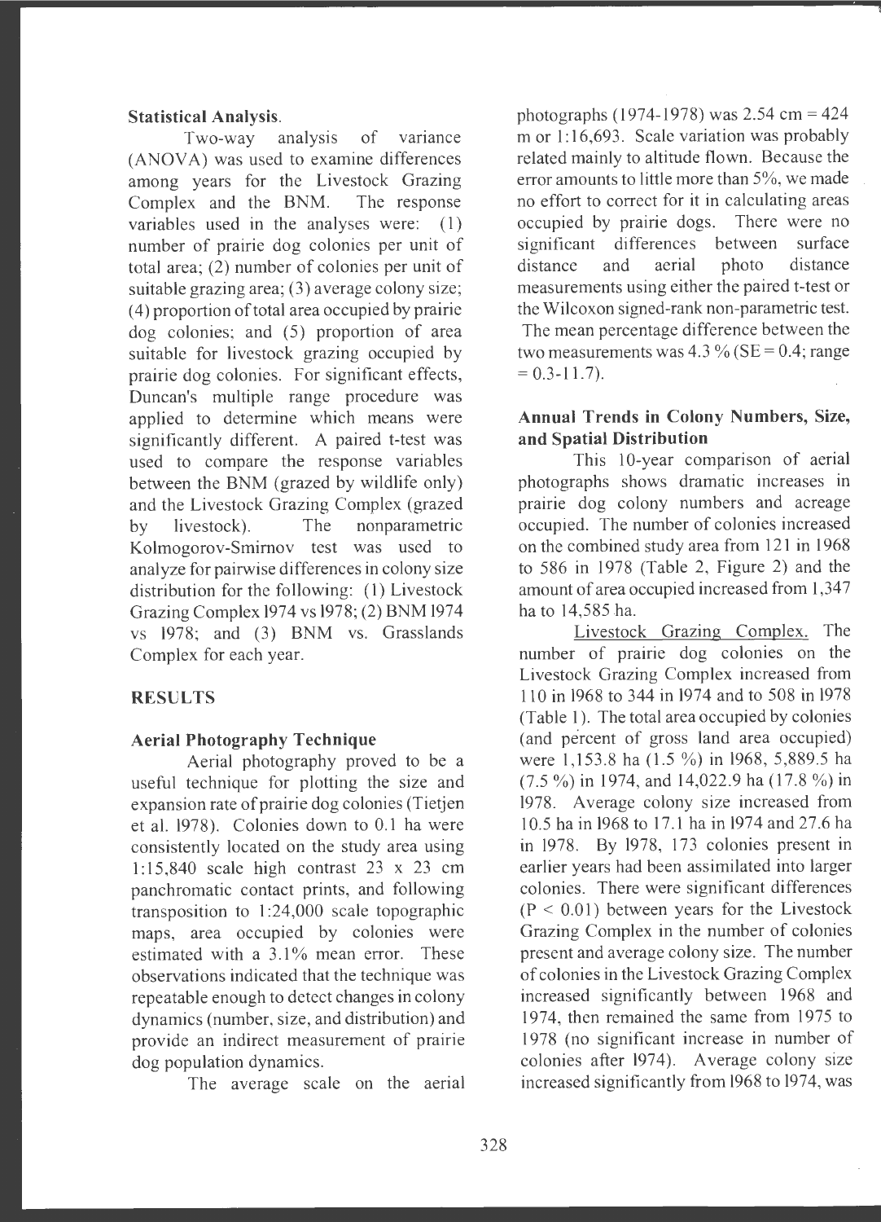**Statistical Analysis.**

Two-way analysis of variance (ANOVA) was used to examine differences among years for the Livestock Grazing Complex and the BNM. The response variables used in the analyses were: (1) number of prairie dog colonies per unit of total area; (2) number of colonies per unit of suitable grazing area; (3) average colony size; (4) proportion of total area occupied by prairie dog colonies; and (5) proportion of area suitable for livestock grazing occupied by prairie dog colonies. For significant effects, Duncan's multiple range procedure was applied to determine which means were significantly different. A paired t-test was used to compare the response variables between the BNM (grazed by wildlife only) and the Livestock Grazing Complex (grazed by livestock). The nonparametric Kolmogorov-Smirnov test was used to analyze for pairwise differences in colony size distribution for the following: (1) Livestock Grazing Complex 1974 vs 1978; (2) BNM 1974 vs 1978; and (3) BNM vs. Grasslands Complex for each year.

## RESULTS

### Aerial Photography Technique

Aerial photography proved to be a useful technique for plotting the size and expansion rate of prairie dog colonies (Tietjen et al. 1978). Colonies down to 0.1 ha were consistently located on the study area using 1:15,840 scale high contrast 23 x 23 cm panchromatic contact prints, and following transposition to 1:24,000 scale topographic maps, area occupied by colonies were estimated with a 3.1% mean error. These observations indicated that the technique was repeatable enough to detect changes in colony dynamics (number, size, and distribution) and provide an indirect measurement of prairie dog population dynamics.

The average scale on the aerial photographs (1974-1978) was 2.54 cm = 424 m or 1:16,693. Scale variation was probably related mainly to altitude flown. Because the error amounts to little more than 5%, we made no effort to correct for it in calculating areas occupied by prairie dogs. There were no significant differences between surface distance and aerial photo distance measurements using either the paired t-test or the Wilcoxon signed-rank non-parametric test. The mean percentage difference between the two measurements was 4.3 % (SE = 0.4; range = 0.3-11.7).

### Annual Trends in Colony Numbers, Size, and Spatial Distribution

This 10-year comparison of aerial photographs shows dramatic increases in prairie dog colony numbers and acreage occupied. The number of colonies increased on the combined study area from 121 in 1968 to 586 in 1978 (Table 2, Figure 2) and the amount of area occupied increased from 1,347 ha to 14,585 ha.

Livestock Grazing Complex. The number of prairie dog colonies on the Livestock Grazing Complex increased from 110 in 1968 to 344 in 1974 and to 508 in 1978 (Table 1). The total area occupied by colonies (and percent of gross land area occupied) were 1,153.8 ha (1.5 %) in 1968, 5,889.5 ha (7.5 %) in 1974, and 14,022.9 ha (17.8 %) in 1978. Average colony size increased from 10.5 ha in 1968 to 17.1 ha in 1974 and 27.6 ha in 1978. By 1978, 173 colonies present in earlier years had been assimilated into larger colonies. There were significant differences ($P < 0.01$) between years for the Livestock Grazing Complex in the number of colonies present and average colony size. The number of colonies in the Livestock Grazing Complex increased significantly between 1968 and 1974, then remained the same from 1975 to 1978 (no significant increase in number of colonies after 1974). Average colony size increased significantly from 1968 to 1974, was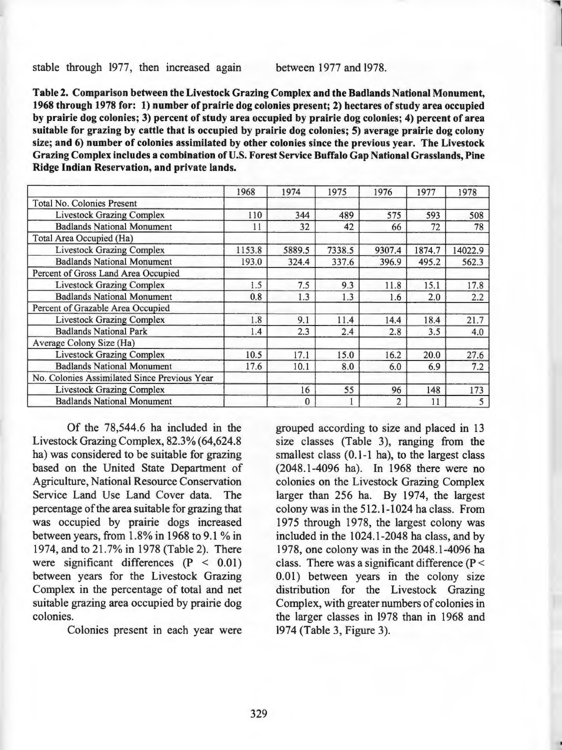stable through 1977, then increased again between 1977 and 1978.

**Table 2. Comparison between the Livestock Grazing Complex and the Badlands National Monument, 1968 through 1978 for: 1) number of prairie dog colonies present; 2) hectares of study area occupied by prairie dog colonies; 3) percent of study area occupied by prairie dog colonies; 4) percent of area suitable for grazing by cattle that is occupied by prairie dog colonies; 5) average prairie dog colony size; and 6) number of colonies assimilated by other colonies since the previous year. The Livestock Grazing Complex includes a combination of U.S. Forest Service Buffalo Gap National Grasslands, Pine Ridge Indian Reservation, and private lands.**

| | 1968 | 1974 | 1975 | 1976 | 1977 | 1978 |
|---|---|---|---|---|---|---|
| Total No. Colonies Present | | | | | | |
| Livestock Grazing Complex | 110 | 344 | 489 | 575 | 593 | 508 |
| Badlands National Monument | 11 | 32 | 42 | 66 | 72 | 78 |
| Total Area Occupied (Ha) | | | | | | |
| Livestock Grazing Complex | 1153.8 | 5889.5 | 7338.5 | 9307.4 | 1874.7 | 14022.9 |
| Badlands National Monument | 193.0 | 324.4 | 337.6 | 396.9 | 495.2 | 562.3 |
| Percent of Gross Land Area Occupied | | | | | | |
| Livestock Grazing Complex | 1.5 | 7.5 | 9.3 | 11.8 | 15.1 | 17.8 |
| Badlands National Monument | 0.8 | 1.3 | 1.3 | 1.6 | 2.0 | 2.2 |
| Percent of Grazable Area Occupied | | | | | | |
| Livestock Grazing Complex | 1.8 | 9.1 | 11.4 | 14.4 | 18.4 | 21.7 |
| Badlands National Park | 1.4 | 2.3 | 2.4 | 2.8 | 3.5 | 4.0 |
| Average Colony Size (Ha) | | | | | | |
| Livestock Grazing Complex | 10.5 | 17.1 | 15.0 | 16.2 | 20.0 | 27.6 |
| Badlands National Monument | 17.6 | 10.1 | 8.0 | 6.0 | 6.9 | 7.2 |
| No. Colonies Assimilated Since Previous Year | | | | | | |
| Livestock Grazing Complex | | 16 | 55 | 96 | 148 | 173 |
| Badlands National Monument | | 0 | 1 | 2 | 11 | 5 |

Of the 78,544.6 ha included in the Livestock Grazing Complex, 82.3% (64,624.8 ha) was considered to be suitable for grazing based on the United State Department of Agriculture, National Resource Conservation Service Land Use Land Cover data. The percentage of the area suitable for grazing that was occupied by prairie dogs increased between years, from 1.8% in 1968 to 9.1 % in 1974, and to 21.7% in 1978 (Table 2). There were significant differences ($P < 0.01$) between years for the Livestock Grazing Complex in the percentage of total and net suitable grazing area occupied by prairie dog colonies.

Colonies present in each year were grouped according to size and placed in 13 size classes (Table 3), ranging from the smallest class (0.1-1 ha), to the largest class (2048.1-4096 ha). In 1968 there were no colonies on the Livestock Grazing Complex larger than 256 ha. By 1974, the largest colony was in the 512.1-1024 ha class. From 1975 through 1978, the largest colony was included in the 1024.1-2048 ha class, and by 1978, one colony was in the 2048.1-4096 ha class. There was a significant difference ($P < 0.01$) between years in the colony size distribution for the Livestock Grazing Complex, with greater numbers of colonies in the larger classes in 1978 than in 1968 and 1974 (Table 3, Figure 3).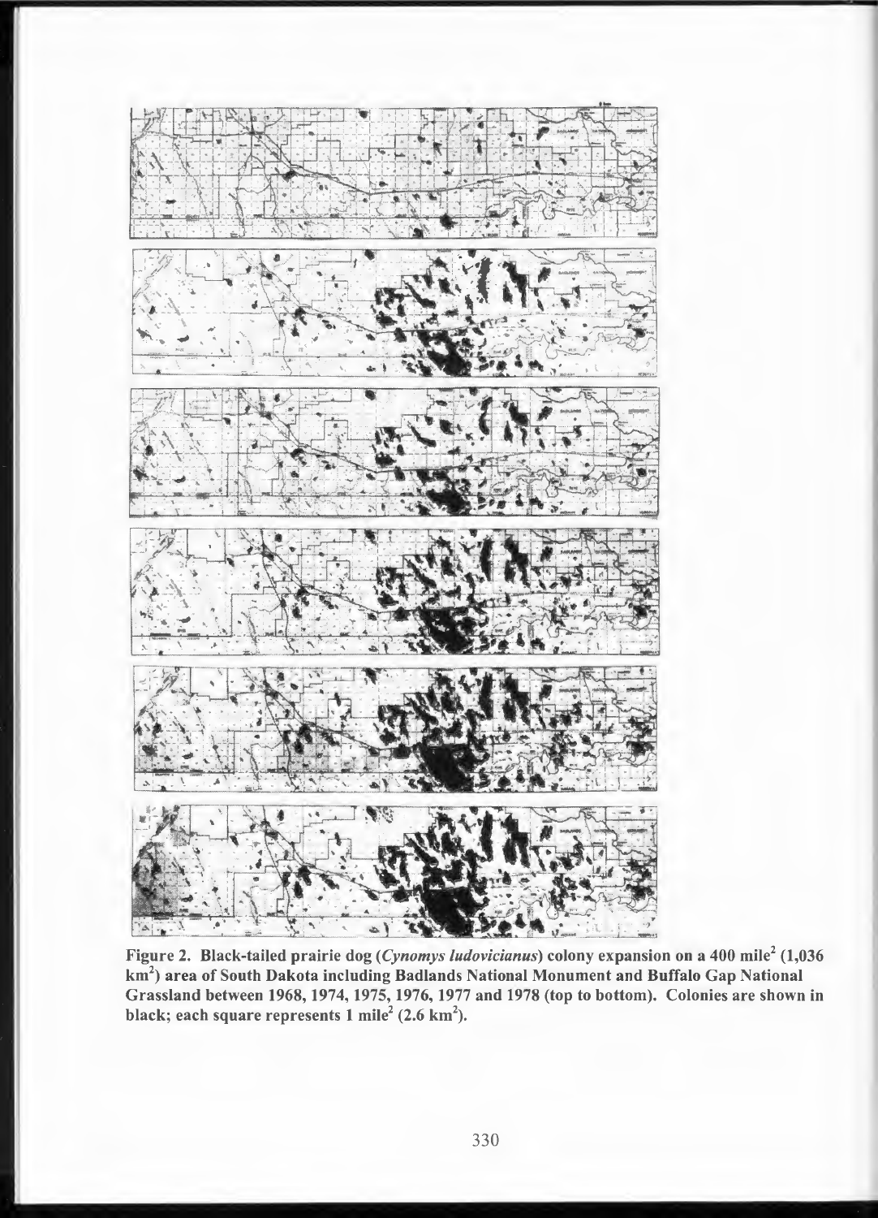Figure 2. Black-tailed prairie dog (*Cynomys ludovicianus*) colony expansion on a 400 mile$^2$ (1,036 km$^2$) area of South Dakota including Badlands National Monument and Buffalo Gap National Grassland between 1968, 1974, 1975, 1976, 1977 and 1978 (top to bottom). Colonies are shown in black; each square represents 1 mile$^2$ (2.6 km$^2$).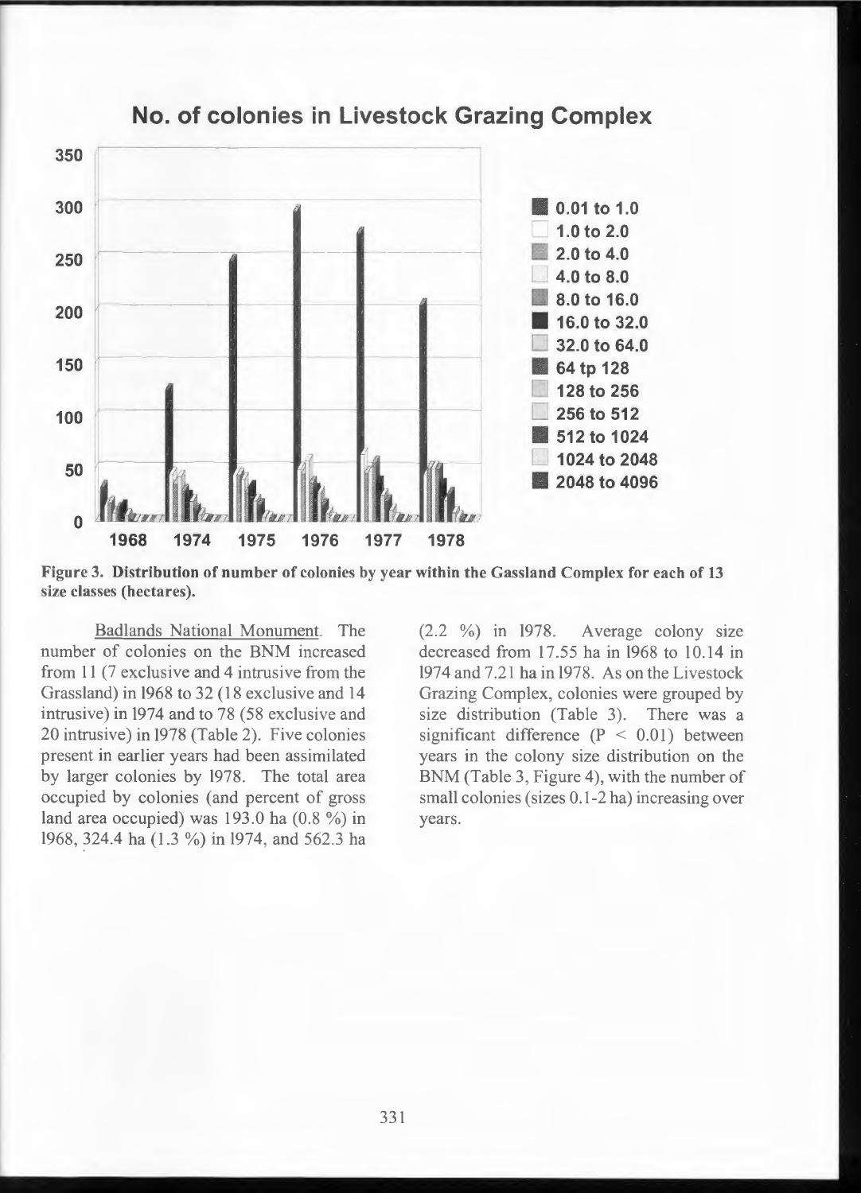No. of colonies in Livestock Grazing Complex

**Figure 3. Distribution of number of colonies by year within the Gassland Complex for each of 13 size classes (hectares).**

Badlands National Monument. The number of colonies on the BNM increased from 11 (7 exclusive and 4 intrusive from the Grassland) in 1968 to 32 (18 exclusive and 14 intrusive) in 1974 and to 78 (58 exclusive and 20 intrusive) in 1978 (Table 2). Five colonies present in earlier years had been assimilated by larger colonies by 1978. The total area occupied by colonies (and percent of gross land area occupied) was 193.0 ha (0.8 %) in 1968, 324.4 ha (1.3 %) in 1974, and 562.3 ha (2.2 %) in 1978. Average colony size decreased from 17.55 ha in 1968 to 10.14 in 1974 and 7.21 ha in 1978. As on the Livestock Grazing Complex, colonies were grouped by size distribution (Table 3). There was a significant difference ($P < 0.01$) between years in the colony size distribution on the BNM (Table 3, Figure 4), with the number of small colonies (sizes 0.1-2 ha) increasing over years.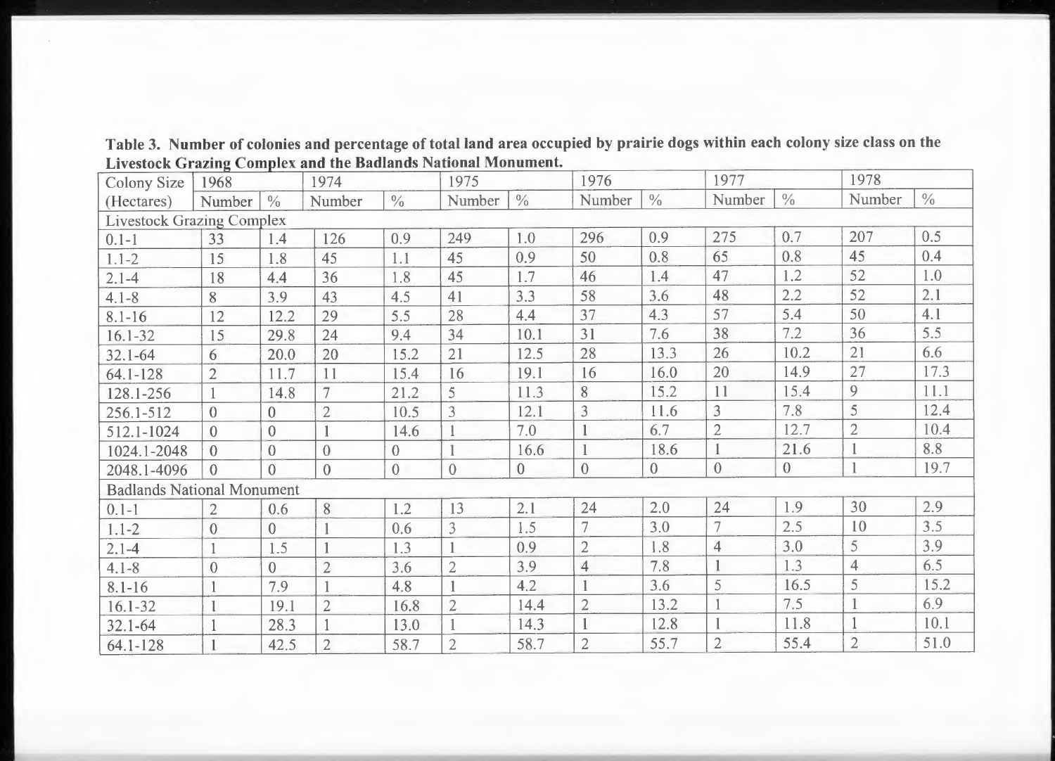**Table 3. Number of colonies and percentage of total land area occupied by prairie dogs within each colony size class on the Livestock Grazing Complex and the Badlands National Monument.**

| Colony Size | 1968 | | 1974 | | 1975 | | 1976 | | 1977 | | 1978 | |
|---|---|---|---|---|---|---|---|---|---|---|---|---|
| (Hectares) | Number | % | Number | % | Number | % | Number | % | Number | % | Number | % |
| Livestock Grazing Complex | | | | | | | | | | | | |
| 0.1-1 | 33 | 1.4 | 126 | 0.9 | 249 | 1.0 | 296 | 0.9 | 275 | 0.7 | 207 | 0.5 |
| 1.1-2 | 15 | 1.8 | 45 | 1.1 | 45 | 0.9 | 50 | 0.8 | 65 | 0.8 | 45 | 0.4 |
| 2.1-4 | 18 | 4.4 | 36 | 1.8 | 45 | 1.7 | 46 | 1.4 | 47 | 1.2 | 52 | 1.0 |
| 4.1-8 | 8 | 3.9 | 43 | 4.5 | 41 | 3.3 | 58 | 3.6 | 48 | 2.2 | 52 | 2.1 |
| 8.1-16 | 12 | 12.2 | 29 | 5.5 | 28 | 4.4 | 37 | 4.3 | 57 | 5.4 | 50 | 4.1 |
| 16.1-32 | 15 | 29.8 | 24 | 9.4 | 34 | 10.1 | 31 | 7.6 | 38 | 7.2 | 36 | 5.5 |
| 32.1-64 | 6 | 20.0 | 20 | 15.2 | 21 | 12.5 | 28 | 13.3 | 26 | 10.2 | 21 | 6.6 |
| 64.1-128 | 2 | 11.7 | 11 | 15.4 | 16 | 19.1 | 16 | 16.0 | 20 | 14.9 | 27 | 17.3 |
| 128.1-256 | 1 | 14.8 | 7 | 21.2 | 5 | 11.3 | 8 | 15.2 | 11 | 15.4 | 9 | 11.1 |
| 256.1-512 | 0 | 0 | 2 | 10.5 | 3 | 12.1 | 3 | 11.6 | 3 | 7.8 | 5 | 12.4 |
| 512.1-1024 | 0 | 0 | 1 | 14.6 | 1 | 7.0 | 1 | 6.7 | 2 | 12.7 | 2 | 10.4 |
| 1024.1-2048 | 0 | 0 | 0 | 0 | 1 | 16.6 | 1 | 18.6 | 1 | 21.6 | 1 | 8.8 |
| 2048.1-4096 | 0 | 0 | 0 | 0 | 0 | 0 | 0 | 0 | 0 | 0 | 1 | 19.7 |
| Badlands National Monument | | | | | | | | | | | | |
| 0.1-1 | 2 | 0.6 | 8 | 1.2 | 13 | 2.1 | 24 | 2.0 | 24 | 1.9 | 30 | 2.9 |
| 1.1-2 | 0 | 0 | 1 | 0.6 | 3 | 1.5 | 7 | 3.0 | 7 | 2.5 | 10 | 3.5 |
| 2.1-4 | 1 | 1.5 | 1 | 1.3 | 1 | 0.9 | 2 | 1.8 | 4 | 3.0 | 5 | 3.9 |
| 4.1-8 | 0 | 0 | 2 | 3.6 | 2 | 3.9 | 4 | 7.8 | 1 | 1.3 | 4 | 6.5 |
| 8.1-16 | 1 | 7.9 | 1 | 4.8 | 1 | 4.2 | 1 | 3.6 | 5 | 16.5 | 5 | 15.2 |
| 16.1-32 | 1 | 19.1 | 2 | 16.8 | 2 | 14.4 | 2 | 13.2 | 1 | 7.5 | 1 | 6.9 |
| 32.1-64 | 1 | 28.3 | 1 | 13.0 | 1 | 14.3 | 1 | 12.8 | 1 | 11.8 | 1 | 10.1 |
| 64.1-128 | 1 | 42.5 | 2 | 58.7 | 2 | 58.7 | 2 | 55.7 | 2 | 55.4 | 2 | 51.0 |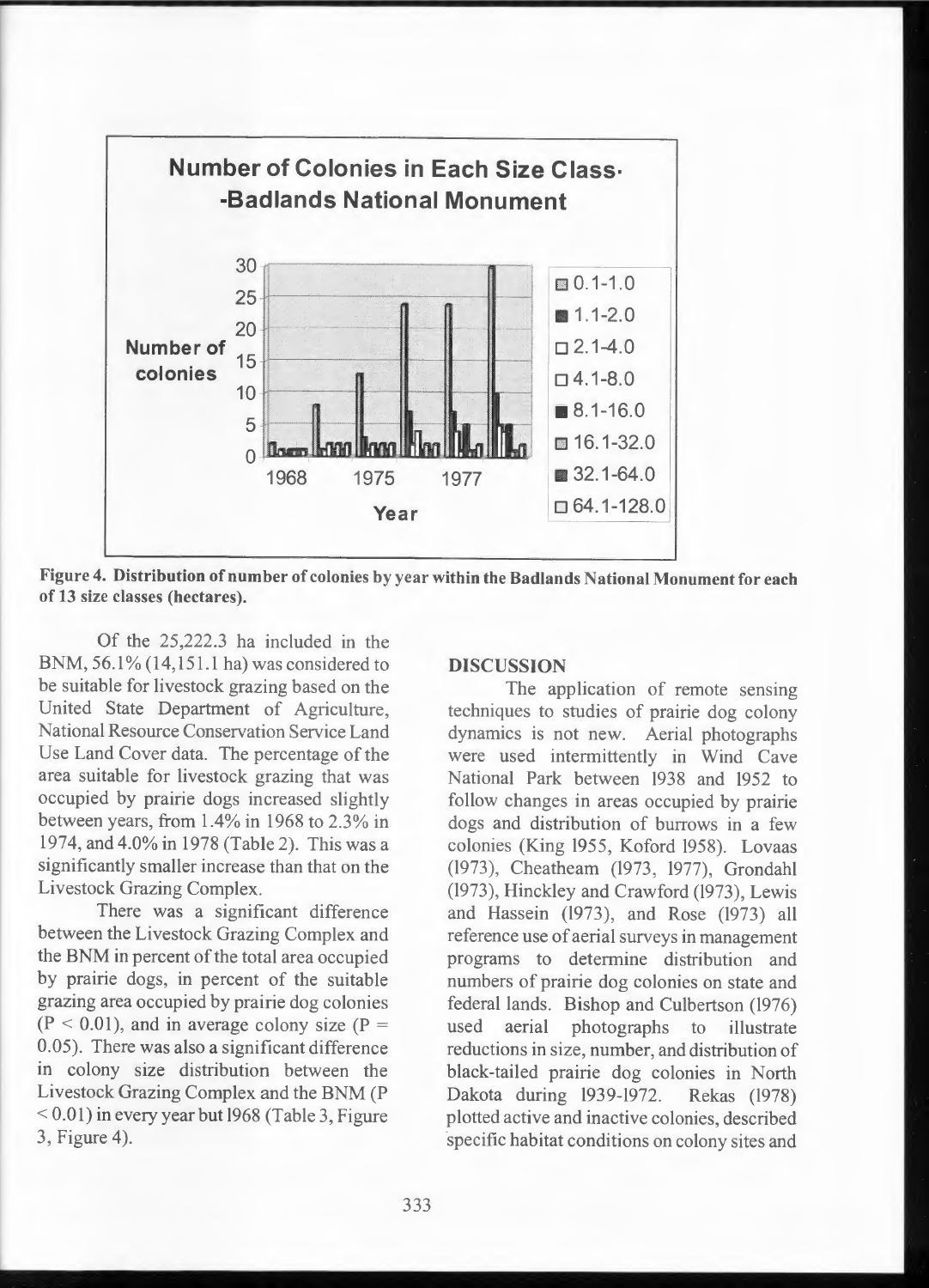Figure 4. Distribution of number of colonies by year within the Badlands National Monument for each of 13 size classes (hectares).

Of the 25,222.3 ha included in the BNM, 56.1% (14,151.1 ha) was considered to be suitable for livestock grazing based on the United State Department of Agriculture, National Resource Conservation Service Land Use Land Cover data. The percentage of the area suitable for livestock grazing that was occupied by prairie dogs increased slightly between years, from 1.4% in 1968 to 2.3% in 1974, and 4.0% in 1978 (Table 2). This was a significantly smaller increase than that on the Livestock Grazing Complex.

There was a significant difference between the Livestock Grazing Complex and the BNM in percent of the total area occupied by prairie dogs, in percent of the suitable grazing area occupied by prairie dog colonies ($P < 0.01$), and in average colony size ($P = 0.05$). There was also a significant difference in colony size distribution between the Livestock Grazing Complex and the BNM ($P < 0.01$) in every year but 1968 (Table 3, Figure 3, Figure 4).

## DISCUSSION

The application of remote sensing techniques to studies of prairie dog colony dynamics is not new. Aerial photographs were used intermittently in Wind Cave National Park between 1938 and 1952 to follow changes in areas occupied by prairie dogs and distribution of burrows in a few colonies (King 1955, Koford 1958). Lovaas (1973), Cheatheam (1973, 1977), Grondahl (1973), Hinckley and Crawford (1973), Lewis and Hassein (1973), and Rose (1973) all reference use of aerial surveys in management programs to determine distribution and numbers of prairie dog colonies on state and federal lands. Bishop and Culbertson (1976) used aerial photographs to illustrate reductions in size, number, and distribution of black-tailed prairie dog colonies in North Dakota during 1939-1972. Rekas (1978) plotted active and inactive colonies, described specific habitat conditions on colony sites and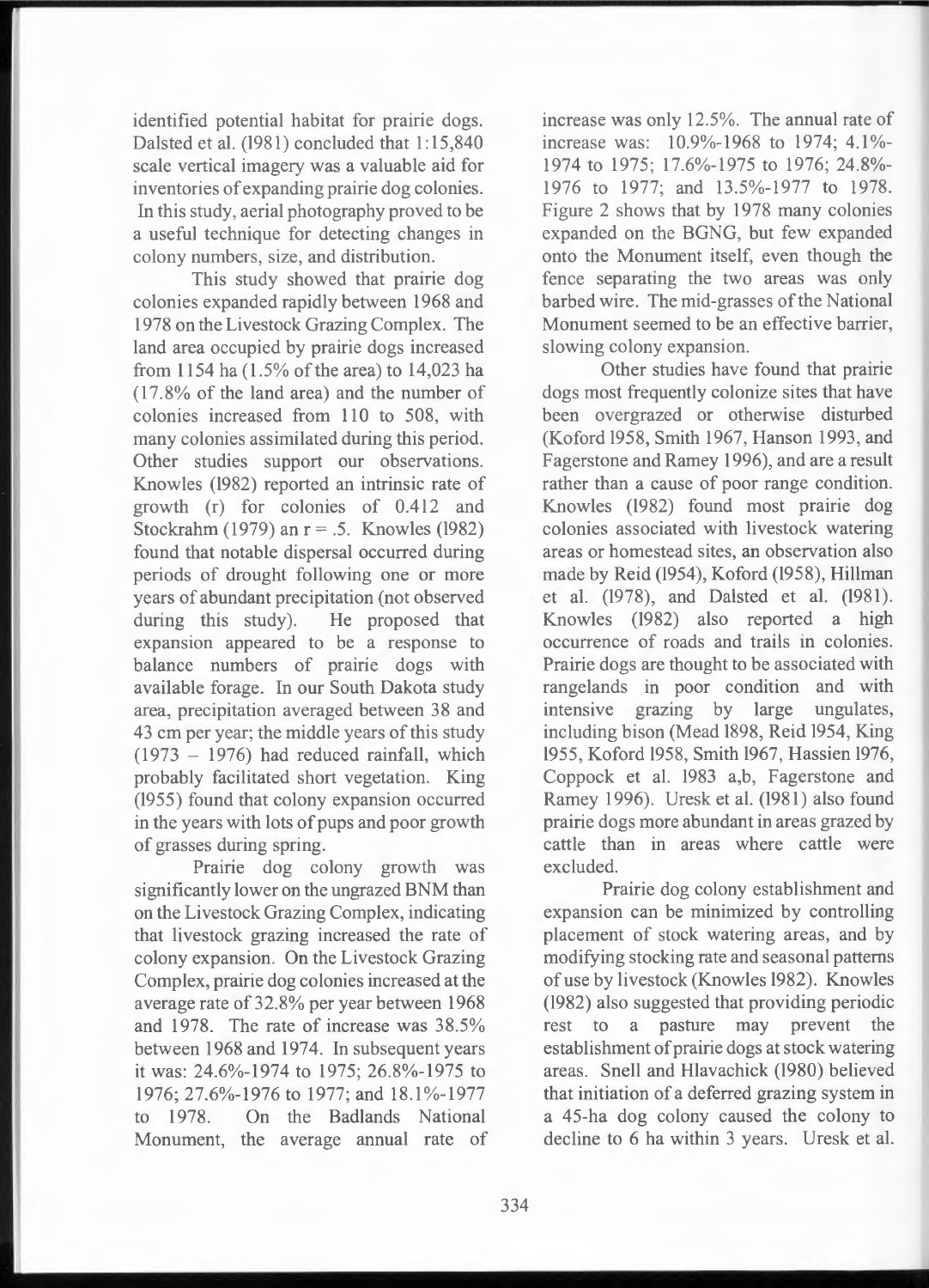identified potential habitat for prairie dogs. Dalsted et al. (1981) concluded that 1:15,840 scale vertical imagery was a valuable aid for inventories of expanding prairie dog colonies. In this study, aerial photography proved to be a useful technique for detecting changes in colony numbers, size, and distribution.

This study showed that prairie dog colonies expanded rapidly between 1968 and 1978 on the Livestock Grazing Complex. The land area occupied by prairie dogs increased from 1154 ha (1.5% of the area) to 14,023 ha (17.8% of the land area) and the number of colonies increased from 110 to 508, with many colonies assimilated during this period. Other studies support our observations. Knowles (1982) reported an intrinsic rate of growth (r) for colonies of 0.412 and Stockrahm (1979) an $r = .5$. Knowles (1982) found that notable dispersal occurred during periods of drought following one or more years of abundant precipitation (not observed during this study). He proposed that expansion appeared to be a response to balance numbers of prairie dogs with available forage. In our South Dakota study area, precipitation averaged between 38 and 43 cm per year; the middle years of this study (1973 – 1976) had reduced rainfall, which probably facilitated short vegetation. King (1955) found that colony expansion occurred in the years with lots of pups and poor growth of grasses during spring.

Prairie dog colony growth was significantly lower on the ungrazed BNM than on the Livestock Grazing Complex, indicating that livestock grazing increased the rate of colony expansion. On the Livestock Grazing Complex, prairie dog colonies increased at the average rate of 32.8% per year between 1968 and 1978. The rate of increase was 38.5% between 1968 and 1974. In subsequent years it was: 24.6%-1974 to 1975; 26.8%-1975 to 1976; 27.6%-1976 to 1977; and 18.1%-1977 to 1978. On the Badlands National Monument, the average annual rate of increase was only 12.5%. The annual rate of increase was: 10.9%-1968 to 1974; 4.1%-1974 to 1975; 17.6%-1975 to 1976; 24.8%-1976 to 1977; and 13.5%-1977 to 1978. Figure 2 shows that by 1978 many colonies expanded on the BGNG, but few expanded onto the Monument itself, even though the fence separating the two areas was only barbed wire. The mid-grasses of the National Monument seemed to be an effective barrier, slowing colony expansion.

Other studies have found that prairie dogs most frequently colonize sites that have been overgrazed or otherwise disturbed (Koford 1958, Smith 1967, Hanson 1993, and Fagerstone and Ramey 1996), and are a result rather than a cause of poor range condition. Knowles (1982) found most prairie dog colonies associated with livestock watering areas or homestead sites, an observation also made by Reid (1954), Koford (1958), Hillman et al. (1978), and Dalsted et al. (1981). Knowles (1982) also reported a high occurrence of roads and trails in colonies. Prairie dogs are thought to be associated with rangelands in poor condition and with intensive grazing by large ungulates, including bison (Mead 1898, Reid 1954, King 1955, Koford 1958, Smith 1967, Hassien 1976, Coppock et al. 1983 a,b, Fagerstone and Ramey 1996). Uresk et al. (1981) also found prairie dogs more abundant in areas grazed by cattle than in areas where cattle were excluded.

Prairie dog colony establishment and expansion can be minimized by controlling placement of stock watering areas, and by modifying stocking rate and seasonal patterns of use by livestock (Knowles 1982). Knowles (1982) also suggested that providing periodic rest to a pasture may prevent the establishment of prairie dogs at stock watering areas. Snell and Hlavachick (1980) believed that initiation of a deferred grazing system in a 45-ha dog colony caused the colony to decline to 6 ha within 3 years. Uresk et al.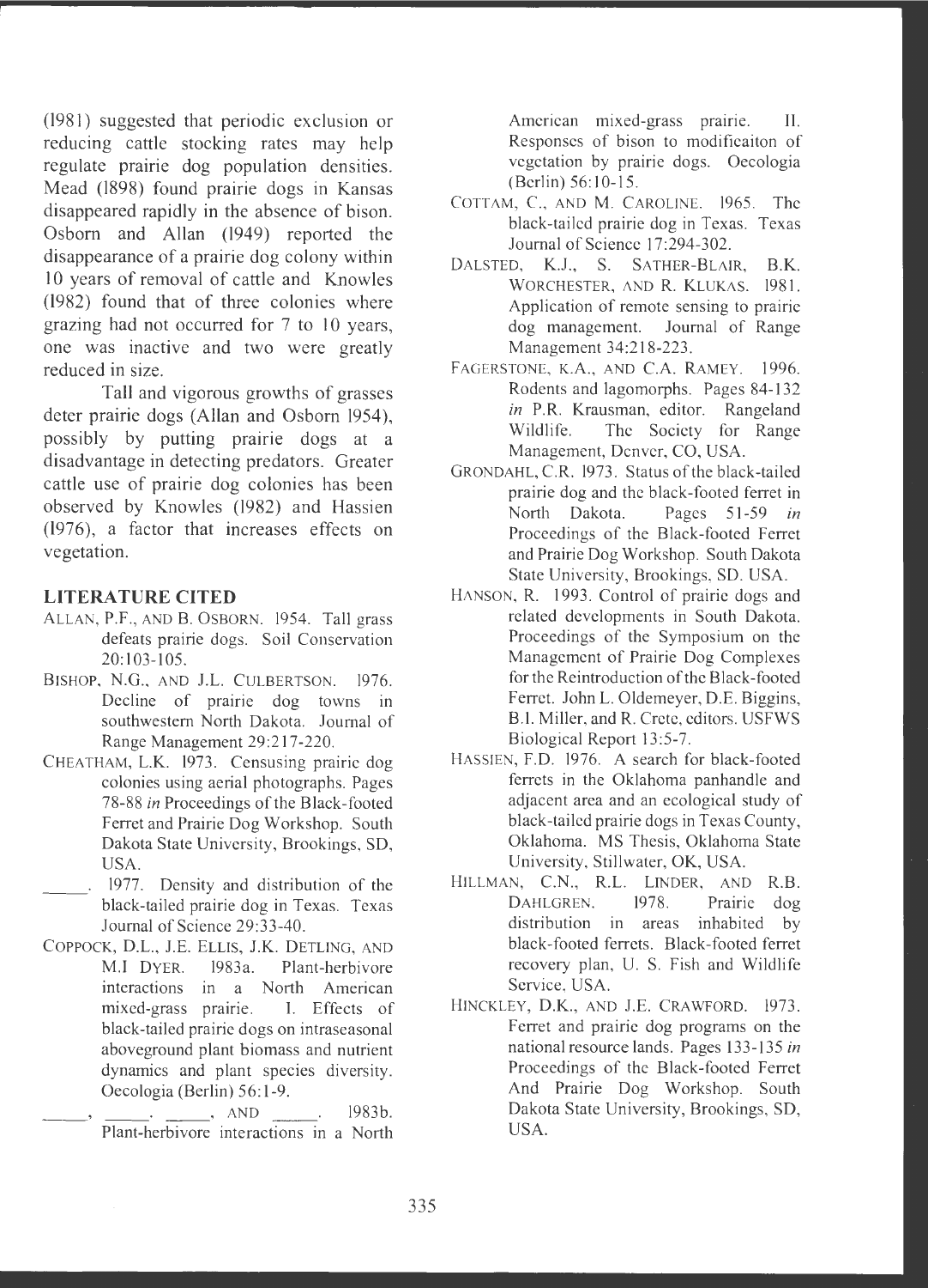(1981) suggested that periodic exclusion or reducing cattle stocking rates may help regulate prairie dog population densities. Mead (1898) found prairie dogs in Kansas disappeared rapidly in the absence of bison. Osborn and Allan (1949) reported the disappearance of a prairie dog colony within 10 years of removal of cattle and Knowles (1982) found that of three colonies where grazing had not occurred for 7 to 10 years, one was inactive and two were greatly reduced in size.

Tall and vigorous growths of grasses deter prairie dogs (Allan and Osborn 1954), possibly by putting prairie dogs at a disadvantage in detecting predators. Greater cattle use of prairie dog colonies has been observed by Knowles (1982) and Hassien (1976), a factor that increases effects on vegetation.

## LITERATURE CITED

ALLAN, P.F., AND B. OSBORN. 1954. Tall grass defeats prairie dogs. Soil Conservation 20:103-105.

BISHOP, N.G., AND J.L. CULBERTSON. 1976. Decline of prairie dog towns in southwestern North Dakota. Journal of Range Management 29:217-220.

CHEATHAM, L.K. 1973. Censusing prairie dog colonies using aerial photographs. Pages 78-88 *in* Proceedings of the Black-footed Ferret and Prairie Dog Workshop. South Dakota State University, Brookings, SD, USA.

_____. 1977. Density and distribution of the black-tailed prairie dog in Texas. Texas Journal of Science 29:33-40.

COPPOCK, D.L., J.E. ELLIS, J.K. DETLING, AND M.I DYER. 1983a. Plant-herbivore interactions in a North American mixed-grass prairie. I. Effects of black-tailed prairie dogs on intraseasonal aboveground plant biomass and nutrient dynamics and plant species diversity. Oecologia (Berlin) 56:1-9.

_____, _____, _____, AND _____. 1983b. Plant-herbivore interactions in a North American mixed-grass prairie. II. Responses of bison to modificaiton of vegetation by prairie dogs. Oecologia (Berlin) 56:10-15.

COTTAM, C., AND M. CAROLINE. 1965. The black-tailed prairie dog in Texas. Texas Journal of Science 17:294-302.

DALSTED, K.J., S. SATHER-BLAIR, B.K. WORCHESTER, AND R. KLUKAS. 1981. Application of remote sensing to prairie dog management. Journal of Range Management 34:218-223.

FAGERSTONE, K.A., AND C.A. RAMEY. 1996. Rodents and lagomorphs. Pages 84-132 *in* P.R. Krausman, editor. Rangeland Wildlife. The Society for Range Management, Denver, CO, USA.

GRONDAHL, C.R. 1973. Status of the black-tailed prairie dog and the black-footed ferret in North Dakota. Pages 51-59 *in* Proceedings of the Black-footed Ferret and Prairie Dog Workshop. South Dakota State University, Brookings, SD. USA.

HANSON, R. 1993. Control of prairie dogs and related developments in South Dakota. Proceedings of the Symposium on the Management of Prairie Dog Complexes for the Reintroduction of the Black-footed Ferret. John L. Oldemeyer, D.E. Biggins, B.I. Miller, and R. Crete, editors. USFWS Biological Report 13:5-7.

HASSIEN, F.D. 1976. A search for black-footed ferrets in the Oklahoma panhandle and adjacent area and an ecological study of black-tailed prairie dogs in Texas County, Oklahoma. MS Thesis, Oklahoma State University, Stillwater, OK, USA.

HILLMAN, C.N., R.L. LINDER, AND R.B. DAHLGREN. 1978. Prairie dog distribution in areas inhabited by black-footed ferrets. Black-footed ferret recovery plan, U. S. Fish and Wildlife Service, USA.

HINCKLEY, D.K., AND J.E. CRAWFORD. 1973. Ferret and prairie dog programs on the national resource lands. Pages 133-135 *in* Proceedings of the Black-footed Ferret And Prairie Dog Workshop. South Dakota State University, Brookings, SD, USA.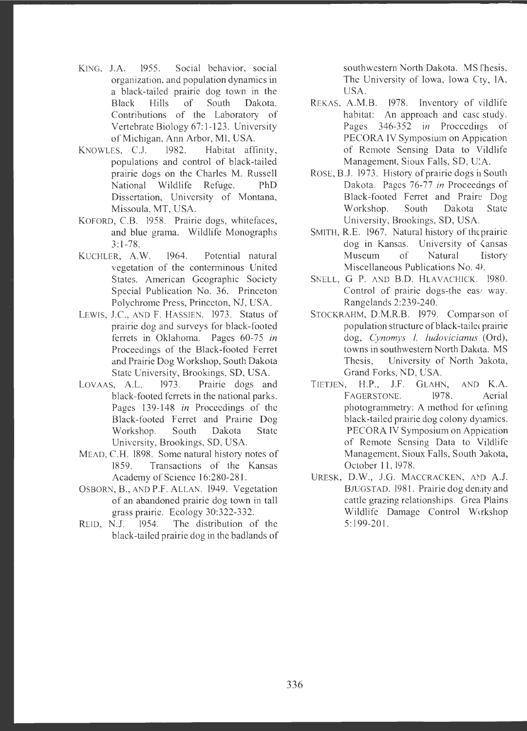KING, J.A. 1955. Social behavior, social organization, and population dynamics in a black-tailed prairie dog town in the Black Hills of South Dakota. Contributions of the Laboratory of Vertebrate Biology 67:1-123. University of Michigan, Ann Arbor, MI, USA.

KNOWLES, C.J. 1982. Habitat affinity, populations and control of black-tailed prairie dogs on the Charles M. Russell National Wildlife Refuge. PhD Dissertation, University of Montana, Missoula, MT, USA.

KOFORD, C.B. 1958. Prairie dogs, whitefaces, and blue grama. Wildlife Monographs 3:1-78.

KUCHLER, A.W. 1964. Potential natural vegetation of the conterminous United States. American Geographic Society Special Publication No. 36. Princeton Polychrome Press, Princeton, NJ, USA.

LEWIS, J.C., AND F. HASSIEN. 1973. Status of prairie dog and surveys for black-footed ferrets in Oklahoma. Pages 60-75 *in* Proceedings of the Black-footed Ferret and Prairie Dog Workshop, South Dakota State University, Brookings, SD, USA.

LOVAAS, A.L. 1973. Prairie dogs and black-footed ferrets in the national parks. Pages 139-148 *in* Proceedings of the Black-footed Ferret and Prairie Dog Workshop. South Dakota State University, Brookings, SD, USA.

MEAD, C.H. 1898. Some natural history notes of 1859. Transactions of the Kansas Academy of Science 16:280-281.

OSBORN, B., AND P.F. ALLAN. 1949. Vegetation of an abandoned prairie dog town in tall grass prairie. Ecology 30:322-332.

REID, N.J. 1954. The distribution of the black-tailed prairie dog in the badlands of southwestern North Dakota. MS Thesis, The University of Iowa, Iowa Cty, IA, USA.

REKAS, A.M.B. 1978. Inventory of vildlife habitat: An approach and case study. Pages 346-352 *in* Proceedings of PECORA IV Symposium on Appication of Remote Sensing Data to Vildlife Management, Sioux Falls, SD, U.A.

ROSE, B.J. 1973. History of prairie dogs in South Dakota. Pages 76-77 *in* Proceedings of Black-footed Ferret and Prairie Dog Workshop. South Dakota State University, Brookings, SD, USA.

SMITH, R.E. 1967. Natural history of the prairie dog in Kansas. University of Kansas Museum of Natural History Miscellaneous Publications No. 49.

SNELL, G P. AND B.D. HLAVACHICK. 1980. Control of prairie dogs-the easy way. Rangelands 2:239-240.

STOCKRAHM, D.M.R.B. 1979. Comparson of population structure of black-tailed prairie dog, *Cynomys l. ludovicianus* (Ord), towns in southwestern North Dakota. MS Thesis, University of North Dakota, Grand Forks, ND, USA.

TIETJEN, H.P., J.F. GLAHN, AND K.A. FAGERSTONE. 1978. Aerial photogrammetry: A method for defining black-tailed prairie dog colony dynamics. PECORA IV Symposium on Appication of Remote Sensing Data to Vildlife Management, Sioux Falls, South Dakota, October 11, 1978.

URESK, D.W., J.G. MACCRACKEN, AND A.J. BJUGSTAD. 1981. Prairie dog density and cattle grazing relationships. Great Plains Wildlife Damage Control Workshop 5:199-201.